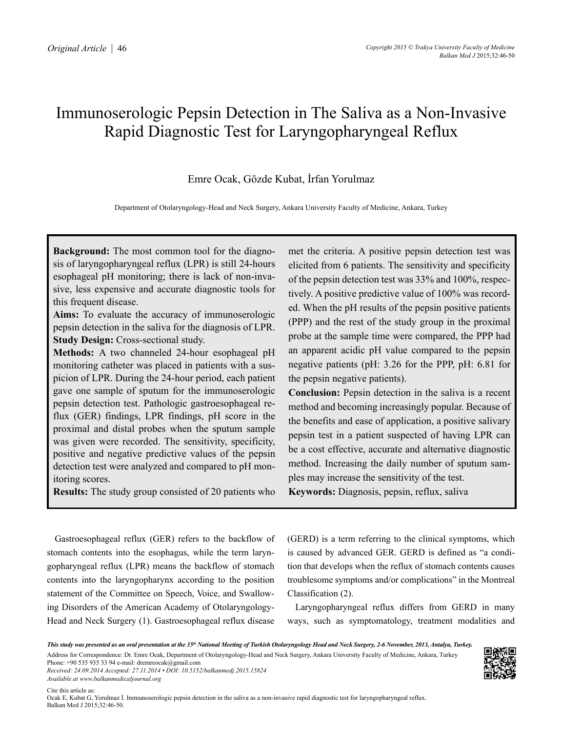# Immunoserologic Pepsin Detection in The Saliva as a Non-Invasive Rapid Diagnostic Test for Laryngopharyngeal Reflux

Emre Ocak, Gözde Kubat, İrfan Yorulmaz

Department of Otolaryngology-Head and Neck Surgery, Ankara University Faculty of Medicine, Ankara, Turkey

**Background:** The most common tool for the diagnosis of laryngopharyngeal reflux (LPR) is still 24-hours esophageal pH monitoring; there is lack of non-invasive, less expensive and accurate diagnostic tools for this frequent disease.
**Aims:** To evaluate the accuracy of immunoserologic pepsin detection in the saliva for the diagnosis of LPR.
**Study Design:** Cross-sectional study.
**Methods:** A two channeled 24-hour esophageal pH monitoring catheter was placed in patients with a suspicion of LPR. During the 24-hour period, each patient gave one sample of sputum for the immunoserologic pepsin detection test. Pathologic gastroesophageal reflux (GER) findings, LPR findings, pH score in the proximal and distal probes when the sputum sample was given were recorded. The sensitivity, specificity, positive and negative predictive values of the pepsin detection test were analyzed and compared to pH monitoring scores.
**Results:** The study group consisted of 20 patients who met the criteria. A positive pepsin detection test was elicited from 6 patients. The sensitivity and specificity of the pepsin detection test was 33% and 100%, respectively. A positive predictive value of 100% was recorded. When the pH results of the pepsin positive patients (PPP) and the rest of the study group in the proximal probe at the sample time were compared, the PPP had an apparent acidic pH value compared to the pepsin negative patients (pH: 3.26 for the PPP, pH: 6.81 for the pepsin negative patients).
**Conclusion:** Pepsin detection in the saliva is a recent method and becoming increasingly popular. Because of the benefits and ease of application, a positive salivary pepsin test in a patient suspected of having LPR can be a cost effective, accurate and alternative diagnostic method. Increasing the daily number of sputum samples may increase the sensitivity of the test.
**Keywords:** Diagnosis, pepsin, reflux, saliva

Gastroesophageal reflux (GER) refers to the backflow of stomach contents into the esophagus, while the term laryngopharyngeal reflux (LPR) means the backflow of stomach contents into the laryngopharynx according to the position statement of the Committee on Speech, Voice, and Swallowing Disorders of the American Academy of Otolaryngology-Head and Neck Surgery (1). Gastroesophageal reflux disease (GERD) is a term referring to the clinical symptoms, which is caused by advanced GER. GERD is defined as "a condition that develops when the reflux of stomach contents causes troublesome symptoms and/or complications" in the Montreal Classification (2).

Laryngopharyngeal reflux differs from GERD in many ways, such as symptomatology, treatment modalities and

*This study was presented as an oral presentation at the 35th National Meeting of Turkish Otolaryngology Head and Neck Surgery, 2-6 November, 2013, Antalya, Turkey.*

Address for Correspondence: Dr. Emre Ocak, Department of Otolaryngology-Head and Neck Surgery, Ankara University Faculty of Medicine, Ankara, Turkey
Phone: +90 535 935 33 94 e-mail: dremreocak@gmail.com
*Received: 24.09.2014 Accepted: 27.11.2014 • DOI: 10.5152/balkanmedj.2015.15824*
*Available at www.balkanmedicaljournal.org*

Cite this article as:
Ocak E, Kubat G, Yorulmaz İ. Immunoserologic pepsin detection in the saliva as a non-invasive rapid diagnostic test for laryngopharyngeal reflux. Balkan Med J 2015;32:46-50.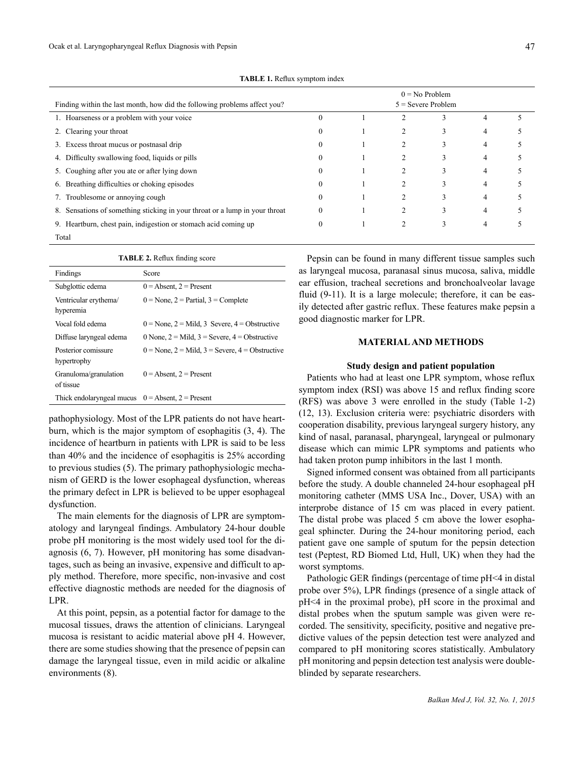**TABLE 1.** Reflux symptom index

| Finding within the last month, how did the following problems affect you? | 0 = No Problem 5 = Severe Problem | | | | | |
|---|---|---|---|---|---|---|
| 1. Hoarseness or a problem with your voice | 0 | 1 | 2 | 3 | 4 | 5 |
| 2. Clearing your throat | 0 | 1 | 2 | 3 | 4 | 5 |
| 3. Excess throat mucus or postnasal drip | 0 | 1 | 2 | 3 | 4 | 5 |
| 4. Difficulty swallowing food, liquids or pills | 0 | 1 | 2 | 3 | 4 | 5 |
| 5. Coughing after you ate or after lying down | 0 | 1 | 2 | 3 | 4 | 5 |
| 6. Breathing difficulties or choking episodes | 0 | 1 | 2 | 3 | 4 | 5 |
| 7. Troublesome or annoying cough | 0 | 1 | 2 | 3 | 4 | 5 |
| 8. Sensations of something sticking in your throat or a lump in your throat | 0 | 1 | 2 | 3 | 4 | 5 |
| 9. Heartburn, chest pain, indigestion or stomach acid coming up | 0 | 1 | 2 | 3 | 4 | 5 |
| Total | | | | | | |

**TABLE 2.** Reflux finding score

| Findings | Score |
|---|---|
| Subglottic edema | 0 = Absent, 2 = Present |
| Ventricular erythema/ hyperemia | 0 = None, 2 = Partial, 3 = Complete |
| Vocal fold edema | 0 = None, 2 = Mild, 3 Severe, 4 = Obstructive |
| Diffuse laryngeal edema | 0 None, 2 = Mild, 3 = Severe, 4 = Obstructive |
| Posterior comissure hypertrophy | 0 = None, 2 = Mild, 3 = Severe, 4 = Obstructive |
| Granuloma/granulation of tissue | 0 = Absent, 2 = Present |
| Thick endolaryngeal mucus | 0 = Absent, 2 = Present |

pathophysiology. Most of the LPR patients do not have heartburn, which is the major symptom of esophagitis (3, 4). The incidence of heartburn in patients with LPR is said to be less than 40% and the incidence of esophagitis is 25% according to previous studies (5). The primary pathophysiologic mechanism of GERD is the lower esophageal dysfunction, whereas the primary defect in LPR is believed to be upper esophageal dysfunction.

The main elements for the diagnosis of LPR are symptomatology and laryngeal findings. Ambulatory 24-hour double probe pH monitoring is the most widely used tool for the diagnosis (6, 7). However, pH monitoring has some disadvantages, such as being an invasive, expensive and difficult to apply method. Therefore, more specific, non-invasive and cost effective diagnostic methods are needed for the diagnosis of LPR.

At this point, pepsin, as a potential factor for damage to the mucosal tissues, draws the attention of clinicians. Laryngeal mucosa is resistant to acidic material above pH 4. However, there are some studies showing that the presence of pepsin can damage the laryngeal tissue, even in mild acidic or alkaline environments (8).

Pepsin can be found in many different tissue samples such as laryngeal mucosa, paranasal sinus mucosa, saliva, middle ear effusion, tracheal secretions and bronchoalveolar lavage fluid (9-11). It is a large molecule; therefore, it can be easily detected after gastric reflux. These features make pepsin a good diagnostic marker for LPR.

## MATERIAL AND METHODS

### Study design and patient population

Patients who had at least one LPR symptom, whose reflux symptom index (RSI) was above 15 and reflux finding score (RFS) was above 3 were enrolled in the study (Table 1-2) (12, 13). Exclusion criteria were: psychiatric disorders with cooperation disability, previous laryngeal surgery history, any kind of nasal, paranasal, pharyngeal, laryngeal or pulmonary disease which can mimic LPR symptoms and patients who had taken proton pump inhibitors in the last 1 month.

Signed informed consent was obtained from all participants before the study. A double channeled 24-hour esophageal pH monitoring catheter (MMS USA Inc., Dover, USA) with an interprobe distance of 15 cm was placed in every patient. The distal probe was placed 5 cm above the lower esophageal sphincter. During the 24-hour monitoring period, each patient gave one sample of sputum for the pepsin detection test (Peptest, RD Biomed Ltd, Hull, UK) when they had the worst symptoms.

Pathologic GER findings (percentage of time pH<4 in distal probe over 5%), LPR findings (presence of a single attack of pH<4 in the proximal probe), pH score in the proximal and distal probes when the sputum sample was given were recorded. The sensitivity, specificity, positive and negative predictive values of the pepsin detection test were analyzed and compared to pH monitoring scores statistically. Ambulatory pH monitoring and pepsin detection test analysis were double-blinded by separate researchers.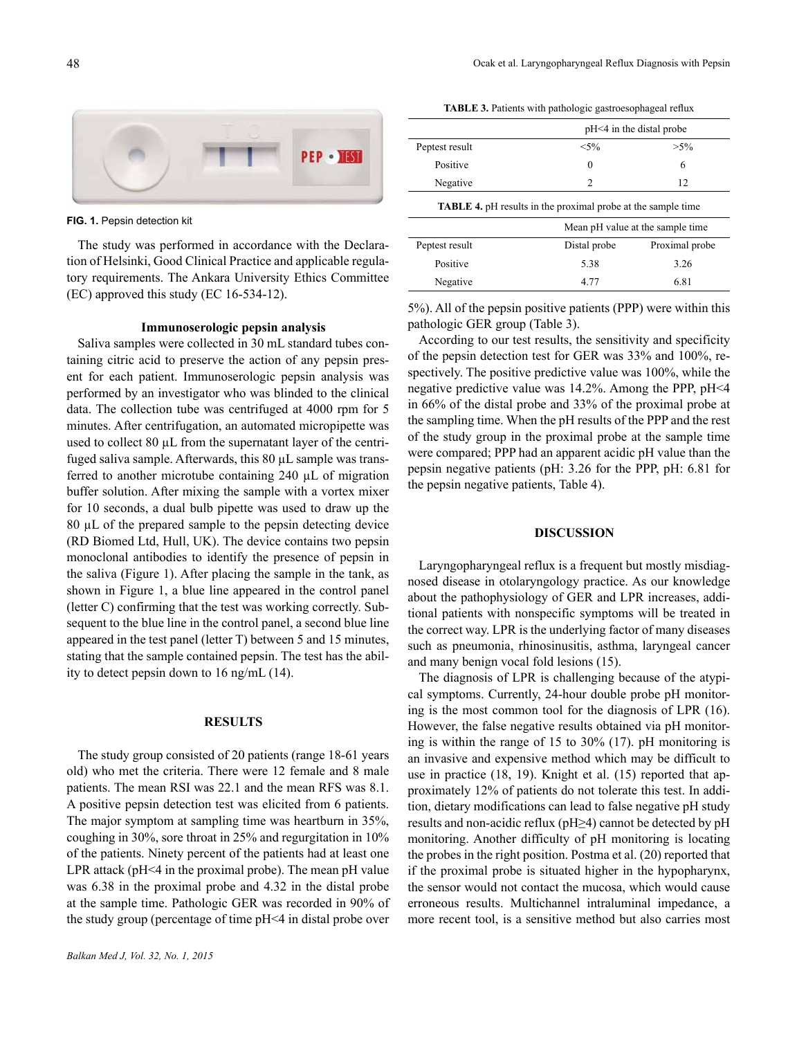FIG. 1. Pepsin detection kit

The study was performed in accordance with the Declaration of Helsinki, Good Clinical Practice and applicable regulatory requirements. The Ankara University Ethics Committee (EC) approved this study (EC 16-534-12).

### Immunoserologic pepsin analysis

Saliva samples were collected in 30 mL standard tubes containing citric acid to preserve the action of any pepsin present for each patient. Immunoserologic pepsin analysis was performed by an investigator who was blinded to the clinical data. The collection tube was centrifuged at 4000 rpm for 5 minutes. After centrifugation, an automated micropipette was used to collect 80 µL from the supernatant layer of the centrifuged saliva sample. Afterwards, this 80 µL sample was transferred to another microtube containing 240 µL of migration buffer solution. After mixing the sample with a vortex mixer for 10 seconds, a dual bulb pipette was used to draw up the 80 µL of the prepared sample to the pepsin detecting device (RD Biomed Ltd, Hull, UK). The device contains two pepsin monoclonal antibodies to identify the presence of pepsin in the saliva (Figure 1). After placing the sample in the tank, as shown in Figure 1, a blue line appeared in the control panel (letter C) confirming that the test was working correctly. Subsequent to the blue line in the control panel, a second blue line appeared in the test panel (letter T) between 5 and 15 minutes, stating that the sample contained pepsin. The test has the ability to detect pepsin down to 16 ng/mL (14).

## RESULTS

The study group consisted of 20 patients (range 18-61 years old) who met the criteria. There were 12 female and 8 male patients. The mean RSI was 22.1 and the mean RFS was 8.1. A positive pepsin detection test was elicited from 6 patients. The major symptom at sampling time was heartburn in 35%, coughing in 30%, sore throat in 25% and regurgitation in 10% of the patients. Ninety percent of the patients had at least one LPR attack (pH<4 in the proximal probe). The mean pH value was 6.38 in the proximal probe and 4.32 in the distal probe at the sample time. Pathologic GER was recorded in 90% of the study group (percentage of time pH<4 in distal probe over 5%). All of the pepsin positive patients (PPP) were within this pathologic GER group (Table 3).

**TABLE 3.** Patients with pathologic gastroesophageal reflux

| | pH<4 in the distal probe | |
|---|---|---|
| Peptest result | <5% | >5% |
| Positive | 0 | 6 |
| Negative | 2 | 12 |

**TABLE 4.** pH results in the proximal probe at the sample time

| | Mean pH value at the sample time | |
|---|---|---|
| Peptest result | Distal probe | Proximal probe |
| Positive | 5.38 | 3.26 |
| Negative | 4.77 | 6.81 |

According to our test results, the sensitivity and specificity of the pepsin detection test for GER was 33% and 100%, respectively. The positive predictive value was 100%, while the negative predictive value was 14.2%. Among the PPP, pH<4 in 66% of the distal probe and 33% of the proximal probe at the sampling time. When the pH results of the PPP and the rest of the study group in the proximal probe at the sample time were compared; PPP had an apparent acidic pH value than the pepsin negative patients (pH: 3.26 for the PPP, pH: 6.81 for the pepsin negative patients, Table 4).

## DISCUSSION

Laryngopharyngeal reflux is a frequent but mostly misdiagnosed disease in otolaryngology practice. As our knowledge about the pathophysiology of GER and LPR increases, additional patients with nonspecific symptoms will be treated in the correct way. LPR is the underlying factor of many diseases such as pneumonia, rhinosinusitis, asthma, laryngeal cancer and many benign vocal fold lesions (15).

The diagnosis of LPR is challenging because of the atypical symptoms. Currently, 24-hour double probe pH monitoring is the most common tool for the diagnosis of LPR (16). However, the false negative results obtained via pH monitoring is within the range of 15 to 30% (17). pH monitoring is an invasive and expensive method which may be difficult to use in practice (18, 19). Knight et al. (15) reported that approximately 12% of patients do not tolerate this test. In addition, dietary modifications can lead to false negative pH study results and non-acidic reflux (pH≥4) cannot be detected by pH monitoring. Another difficulty of pH monitoring is locating the probes in the right position. Postma et al. (20) reported that if the proximal probe is situated higher in the hypopharynx, the sensor would not contact the mucosa, which would cause erroneous results. Multichannel intraluminal impedance, a more recent tool, is a sensitive method but also carries most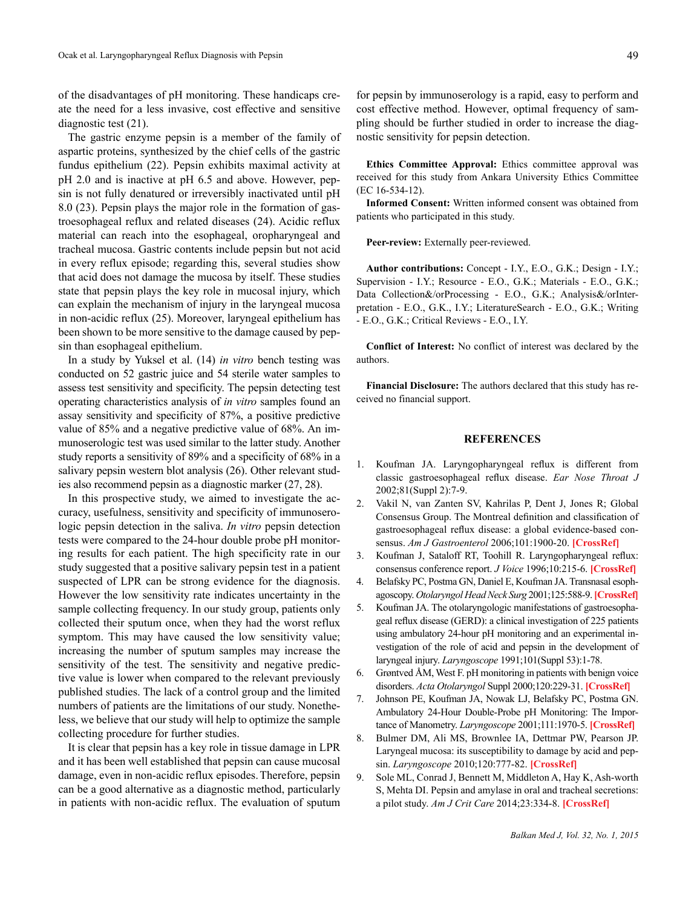of the disadvantages of pH monitoring. These handicaps create the need for a less invasive, cost effective and sensitive diagnostic test (21).

The gastric enzyme pepsin is a member of the family of aspartic proteins, synthesized by the chief cells of the gastric fundus epithelium (22). Pepsin exhibits maximal activity at pH 2.0 and is inactive at pH 6.5 and above. However, pepsin is not fully denatured or irreversibly inactivated until pH 8.0 (23). Pepsin plays the major role in the formation of gastroesophageal reflux and related diseases (24). Acidic reflux material can reach into the esophageal, oropharyngeal and tracheal mucosa. Gastric contents include pepsin but not acid in every reflux episode; regarding this, several studies show that acid does not damage the mucosa by itself. These studies state that pepsin plays the key role in mucosal injury, which can explain the mechanism of injury in the laryngeal mucosa in non-acidic reflux (25). Moreover, laryngeal epithelium has been shown to be more sensitive to the damage caused by pepsin than esophageal epithelium.

In a study by Yuksel et al. (14) *in vitro* bench testing was conducted on 52 gastric juice and 54 sterile water samples to assess test sensitivity and specificity. The pepsin detecting test operating characteristics analysis of *in vitro* samples found an assay sensitivity and specificity of 87%, a positive predictive value of 85% and a negative predictive value of 68%. An immunoserologic test was used similar to the latter study. Another study reports a sensitivity of 89% and a specificity of 68% in a salivary pepsin western blot analysis (26). Other relevant studies also recommend pepsin as a diagnostic marker (27, 28).

In this prospective study, we aimed to investigate the accuracy, usefulness, sensitivity and specificity of immunoserologic pepsin detection in the saliva. *In vitro* pepsin detection tests were compared to the 24-hour double probe pH monitoring results for each patient. The high specificity rate in our study suggested that a positive salivary pepsin test in a patient suspected of LPR can be strong evidence for the diagnosis. However the low sensitivity rate indicates uncertainty in the sample collecting frequency. In our study group, patients only collected their sputum once, when they had the worst reflux symptom. This may have caused the low sensitivity value; increasing the number of sputum samples may increase the sensitivity of the test. The sensitivity and negative predictive value is lower when compared to the relevant previously published studies. The lack of a control group and the limited numbers of patients are the limitations of our study. Nonetheless, we believe that our study will help to optimize the sample collecting procedure for further studies.

It is clear that pepsin has a key role in tissue damage in LPR and it has been well established that pepsin can cause mucosal damage, even in non-acidic reflux episodes. Therefore, pepsin can be a good alternative as a diagnostic method, particularly in patients with non-acidic reflux. The evaluation of sputum for pepsin by immunoserology is a rapid, easy to perform and cost effective method. However, optimal frequency of sampling should be further studied in order to increase the diagnostic sensitivity for pepsin detection.

**Ethics Committee Approval:** Ethics committee approval was received for this study from Ankara University Ethics Committee (EC 16-534-12).

**Informed Consent:** Written informed consent was obtained from patients who participated in this study.

**Peer-review:** Externally peer-reviewed.

**Author contributions:** Concept - I.Y., E.O., G.K.; Design - I.Y.; Supervision - I.Y.; Resource - E.O., G.K.; Materials - E.O., G.K.; Data Collection&/orProcessing - E.O., G.K.; Analysis&/orInterpretation - E.O., G.K., I.Y.; LiteratureSearch - E.O., G.K.; Writing - E.O., G.K.; Critical Reviews - E.O., I.Y.

**Conflict of Interest:** No conflict of interest was declared by the authors.

**Financial Disclosure:** The authors declared that this study has received no financial support.

## REFERENCES

1. Koufman JA. Laryngopharyngeal reflux is different from classic gastroesophageal reflux disease. *Ear Nose Throat J* 2002;81(Suppl 2):7-9.
2. Vakil N, van Zanten SV, Kahrilas P, Dent J, Jones R; Global Consensus Group. The Montreal definition and classification of gastroesophageal reflux disease: a global evidence-based consensus. *Am J Gastroenterol* 2006;101:1900-20. **[CrossRef]**
3. Koufman J, Sataloff RT, Toohill R. Laryngopharyngeal reflux: consensus conference report. *J Voice* 1996;10:215-6. **[CrossRef]**
4. Belafsky PC, Postma GN, Daniel E, Koufman JA. Transnasal esophagoscopy. *Otolaryngol Head Neck Surg* 2001;125:588-9. **[CrossRef]**
5. Koufman JA. The otolaryngologic manifestations of gastroesophageal reflux disease (GERD): a clinical investigation of 225 patients using ambulatory 24-hour pH monitoring and an experimental investigation of the role of acid and pepsin in the development of laryngeal injury. *Laryngoscope* 1991;101(Suppl 53):1-78.
6. Grøntved ÅM, West F. pH monitoring in patients with benign voice disorders. *Acta Otolaryngol* Suppl 2000;120:229-31. **[CrossRef]**
7. Johnson PE, Koufman JA, Nowak LJ, Belafsky PC, Postma GN. Ambulatory 24-Hour Double-Probe pH Monitoring: The Importance of Manometry. *Laryngoscope* 2001;111:1970-5. **[CrossRef]**
8. Bulmer DM, Ali MS, Brownlee IA, Dettmar PW, Pearson JP. Laryngeal mucosa: its susceptibility to damage by acid and pepsin. *Laryngoscope* 2010;120:777-82. **[CrossRef]**
9. Sole ML, Conrad J, Bennett M, Middleton A, Hay K, Ash-worth S, Mehta DI. Pepsin and amylase in oral and tracheal secretions: a pilot study. *Am J Crit Care* 2014;23:334-8. **[CrossRef]**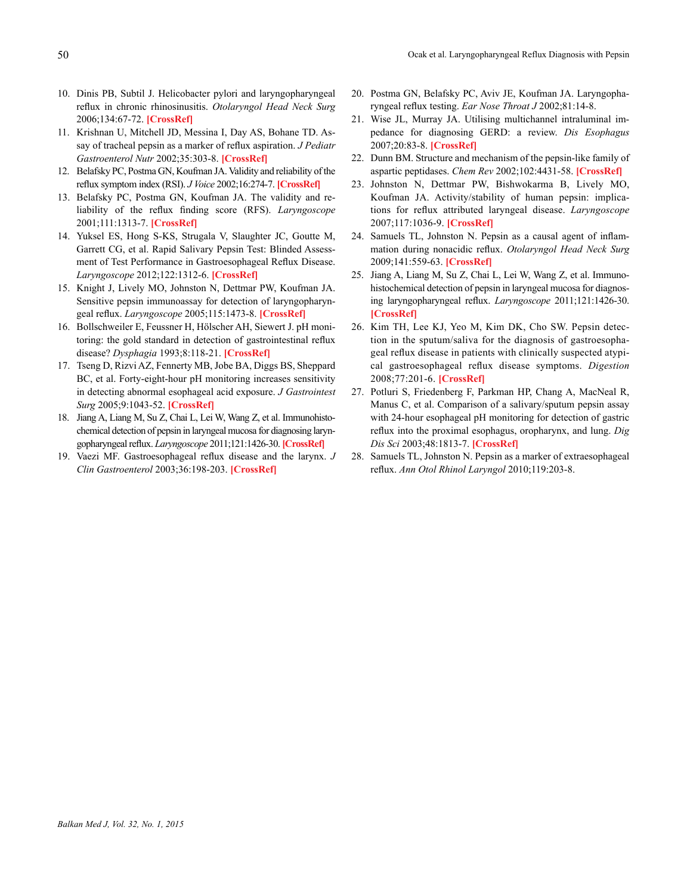10. Dinis PB, Subtil J. Helicobacter pylori and laryngopharyngeal reflux in chronic rhinosinusitis. *Otolaryngol Head Neck Surg* 2006;134:67-72. **[CrossRef]**
11. Krishnan U, Mitchell JD, Messina I, Day AS, Bohane TD. Assay of tracheal pepsin as a marker of reflux aspiration. *J Pediatr Gastroenterol Nutr* 2002;35:303-8. **[CrossRef]**
12. Belafsky PC, Postma GN, Koufman JA. Validity and reliability of the reflux symptom index (RSI). *J Voice* 2002;16:274-7. **[CrossRef]**
13. Belafsky PC, Postma GN, Koufman JA. The validity and reliability of the reflux finding score (RFS). *Laryngoscope* 2001;111:1313-7. **[CrossRef]**
14. Yuksel ES, Hong S-KS, Strugala V, Slaughter JC, Goutte M, Garrett CG, et al. Rapid Salivary Pepsin Test: Blinded Assessment of Test Performance in Gastroesophageal Reflux Disease. *Laryngoscope* 2012;122:1312-6. **[CrossRef]**
15. Knight J, Lively MO, Johnston N, Dettmar PW, Koufman JA. Sensitive pepsin immunoassay for detection of laryngopharyngeal reflux. *Laryngoscope* 2005;115:1473-8. **[CrossRef]**
16. Bollschweiler E, Feussner H, Hölscher AH, Siewert J. pH monitoring: the gold standard in detection of gastrointestinal reflux disease? *Dysphagia* 1993;8:118-21. **[CrossRef]**
17. Tseng D, Rizvi AZ, Fennerty MB, Jobe BA, Diggs BS, Sheppard BC, et al. Forty-eight-hour pH monitoring increases sensitivity in detecting abnormal esophageal acid exposure. *J Gastrointest Surg* 2005;9:1043-52. **[CrossRef]**
18. Jiang A, Liang M, Su Z, Chai L, Lei W, Wang Z, et al. Immunohistochemical detection of pepsin in laryngeal mucosa for diagnosing laryngopharyngeal reflux. *Laryngoscope* 2011;121:1426-30. **[CrossRef]**
19. Vaezi MF. Gastroesophageal reflux disease and the larynx. *J Clin Gastroenterol* 2003;36:198-203. **[CrossRef]**
20. Postma GN, Belafsky PC, Aviv JE, Koufman JA. Laryngopharyngeal reflux testing. *Ear Nose Throat J* 2002;81:14-8.
21. Wise JL, Murray JA. Utilising multichannel intraluminal impedance for diagnosing GERD: a review. *Dis Esophagus* 2007;20:83-8. **[CrossRef]**
22. Dunn BM. Structure and mechanism of the pepsin-like family of aspartic peptidases. *Chem Rev* 2002;102:4431-58. **[CrossRef]**
23. Johnston N, Dettmar PW, Bishwokarma B, Lively MO, Koufman JA. Activity/stability of human pepsin: implications for reflux attributed laryngeal disease. *Laryngoscope* 2007;117:1036-9. **[CrossRef]**
24. Samuels TL, Johnston N. Pepsin as a causal agent of inflammation during nonacidic reflux. *Otolaryngol Head Neck Surg* 2009;141:559-63. **[CrossRef]**
25. Jiang A, Liang M, Su Z, Chai L, Lei W, Wang Z, et al. Immunohistochemical detection of pepsin in laryngeal mucosa for diagnosing laryngopharyngeal reflux. *Laryngoscope* 2011;121:1426-30. **[CrossRef]**
26. Kim TH, Lee KJ, Yeo M, Kim DK, Cho SW. Pepsin detection in the sputum/saliva for the diagnosis of gastroesophageal reflux disease in patients with clinically suspected atypical gastroesophageal reflux disease symptoms. *Digestion* 2008;77:201-6. **[CrossRef]**
27. Potluri S, Friedenberg F, Parkman HP, Chang A, MacNeal R, Manus C, et al. Comparison of a salivary/sputum pepsin assay with 24-hour esophageal pH monitoring for detection of gastric reflux into the proximal esophagus, oropharynx, and lung. *Dig Dis Sci* 2003;48:1813-7. **[CrossRef]**
28. Samuels TL, Johnston N. Pepsin as a marker of extraesophageal reflux. *Ann Otol Rhinol Laryngol* 2010;119:203-8.